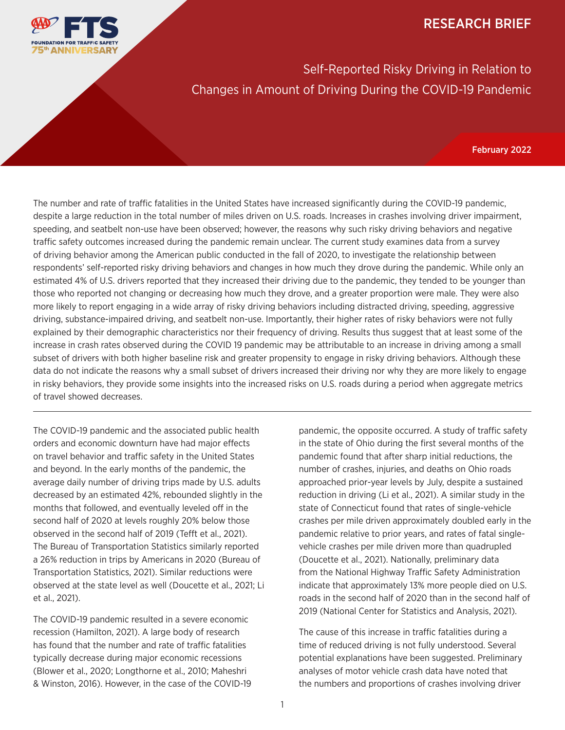RESEARCH BRIEF

# Self-Reported Risky Driving in Relation to Changes in Amount of Driving During the COVID-19 Pandemic

February 2022

The number and rate of traffic fatalities in the United States have increased significantly during the COVID-19 pandemic, despite a large reduction in the total number of miles driven on U.S. roads. Increases in crashes involving driver impairment, speeding, and seatbelt non-use have been observed; however, the reasons why such risky driving behaviors and negative traffic safety outcomes increased during the pandemic remain unclear. The current study examines data from a survey of driving behavior among the American public conducted in the fall of 2020, to investigate the relationship between respondents' self-reported risky driving behaviors and changes in how much they drove during the pandemic. While only an estimated 4% of U.S. drivers reported that they increased their driving due to the pandemic, they tended to be younger than those who reported not changing or decreasing how much they drove, and a greater proportion were male. They were also more likely to report engaging in a wide array of risky driving behaviors including distracted driving, speeding, aggressive driving, substance-impaired driving, and seatbelt non-use. Importantly, their higher rates of risky behaviors were not fully explained by their demographic characteristics nor their frequency of driving. Results thus suggest that at least some of the increase in crash rates observed during the COVID 19 pandemic may be attributable to an increase in driving among a small subset of drivers with both higher baseline risk and greater propensity to engage in risky driving behaviors. Although these data do not indicate the reasons why a small subset of drivers increased their driving nor why they are more likely to engage in risky behaviors, they provide some insights into the increased risks on U.S. roads during a period when aggregate metrics of travel showed decreases.

---

The COVID-19 pandemic and the associated public health orders and economic downturn have had major effects on travel behavior and traffic safety in the United States and beyond. In the early months of the pandemic, the average daily number of driving trips made by U.S. adults decreased by an estimated 42%, rebounded slightly in the months that followed, and eventually leveled off in the second half of 2020 at levels roughly 20% below those observed in the second half of 2019 (Tefft et al., 2021). The Bureau of Transportation Statistics similarly reported a 26% reduction in trips by Americans in 2020 (Bureau of Transportation Statistics, 2021). Similar reductions were observed at the state level as well (Doucette et al., 2021; Li et al., 2021).

The COVID-19 pandemic resulted in a severe economic recession (Hamilton, 2021). A large body of research has found that the number and rate of traffic fatalities typically decrease during major economic recessions (Blower et al., 2020; Longthorne et al., 2010; Maheshri & Winston, 2016). However, in the case of the COVID-19 pandemic, the opposite occurred. A study of traffic safety in the state of Ohio during the first several months of the pandemic found that after sharp initial reductions, the number of crashes, injuries, and deaths on Ohio roads approached prior-year levels by July, despite a sustained reduction in driving (Li et al., 2021). A similar study in the state of Connecticut found that rates of single-vehicle crashes per mile driven approximately doubled early in the pandemic relative to prior years, and rates of fatal single-vehicle crashes per mile driven more than quadrupled (Doucette et al., 2021). Nationally, preliminary data from the National Highway Traffic Safety Administration indicate that approximately 13% more people died on U.S. roads in the second half of 2020 than in the second half of 2019 (National Center for Statistics and Analysis, 2021).

The cause of this increase in traffic fatalities during a time of reduced driving is not fully understood. Several potential explanations have been suggested. Preliminary analyses of motor vehicle crash data have noted that the numbers and proportions of crashes involving driver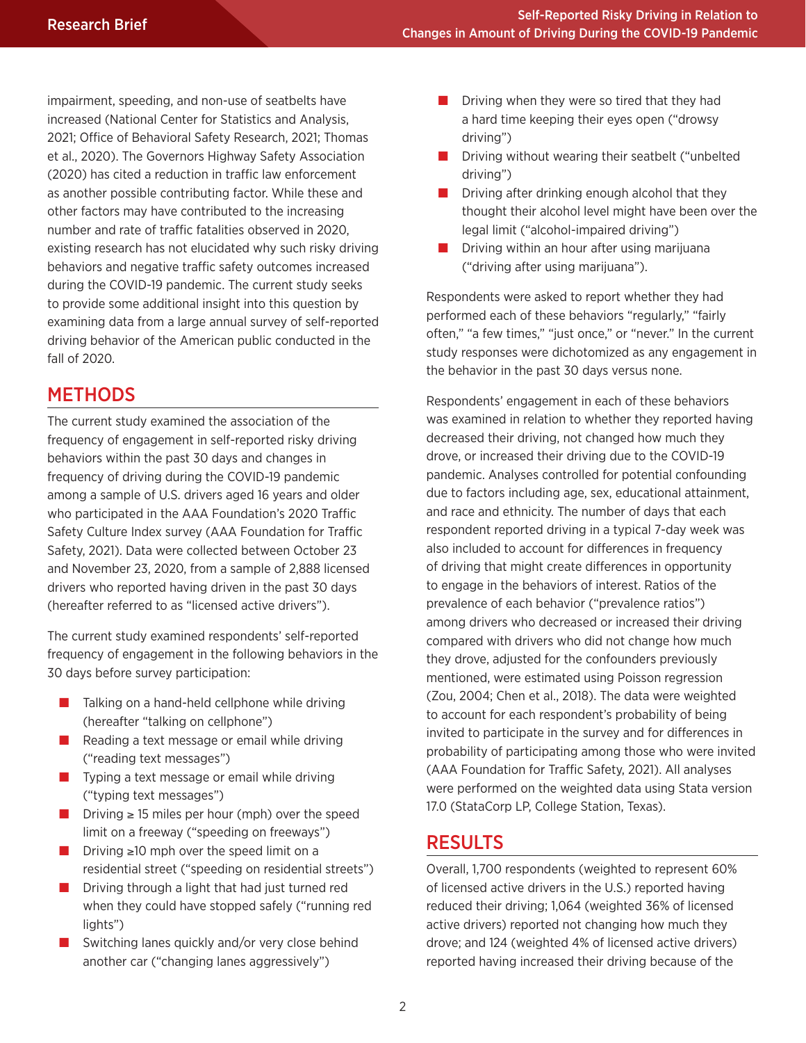impairment, speeding, and non-use of seatbelts have increased (National Center for Statistics and Analysis, 2021; Office of Behavioral Safety Research, 2021; Thomas et al., 2020). The Governors Highway Safety Association (2020) has cited a reduction in traffic law enforcement as another possible contributing factor. While these and other factors may have contributed to the increasing number and rate of traffic fatalities observed in 2020, existing research has not elucidated why such risky driving behaviors and negative traffic safety outcomes increased during the COVID-19 pandemic. The current study seeks to provide some additional insight into this question by examining data from a large annual survey of self-reported driving behavior of the American public conducted in the fall of 2020.

## METHODS

The current study examined the association of the frequency of engagement in self-reported risky driving behaviors within the past 30 days and changes in frequency of driving during the COVID-19 pandemic among a sample of U.S. drivers aged 16 years and older who participated in the AAA Foundation's 2020 Traffic Safety Culture Index survey (AAA Foundation for Traffic Safety, 2021). Data were collected between October 23 and November 23, 2020, from a sample of 2,888 licensed drivers who reported having driven in the past 30 days (hereafter referred to as "licensed active drivers").

The current study examined respondents' self-reported frequency of engagement in the following behaviors in the 30 days before survey participation:

- Talking on a hand-held cellphone while driving (hereafter "talking on cellphone")
- Reading a text message or email while driving ("reading text messages")
- Typing a text message or email while driving ("typing text messages")
- Driving ≥ 15 miles per hour (mph) over the speed limit on a freeway ("speeding on freeways")
- Driving ≥10 mph over the speed limit on a residential street ("speeding on residential streets")
- Driving through a light that had just turned red when they could have stopped safely ("running red lights")
- Switching lanes quickly and/or very close behind another car ("changing lanes aggressively")
- Driving when they were so tired that they had a hard time keeping their eyes open ("drowsy driving")
- Driving without wearing their seatbelt ("unbelted driving")
- Driving after drinking enough alcohol that they thought their alcohol level might have been over the legal limit ("alcohol-impaired driving")
- Driving within an hour after using marijuana ("driving after using marijuana").

Respondents were asked to report whether they had performed each of these behaviors "regularly," "fairly often," "a few times," "just once," or "never." In the current study responses were dichotomized as any engagement in the behavior in the past 30 days versus none.

Respondents' engagement in each of these behaviors was examined in relation to whether they reported having decreased their driving, not changed how much they drove, or increased their driving due to the COVID-19 pandemic. Analyses controlled for potential confounding due to factors including age, sex, educational attainment, and race and ethnicity. The number of days that each respondent reported driving in a typical 7-day week was also included to account for differences in frequency of driving that might create differences in opportunity to engage in the behaviors of interest. Ratios of the prevalence of each behavior ("prevalence ratios") among drivers who decreased or increased their driving compared with drivers who did not change how much they drove, adjusted for the confounders previously mentioned, were estimated using Poisson regression (Zou, 2004; Chen et al., 2018). The data were weighted to account for each respondent's probability of being invited to participate in the survey and for differences in probability of participating among those who were invited (AAA Foundation for Traffic Safety, 2021). All analyses were performed on the weighted data using Stata version 17.0 (StataCorp LP, College Station, Texas).

## RESULTS

Overall, 1,700 respondents (weighted to represent 60% of licensed active drivers in the U.S.) reported having reduced their driving; 1,064 (weighted 36% of licensed active drivers) reported not changing how much they drove; and 124 (weighted 4% of licensed active drivers) reported having increased their driving because of the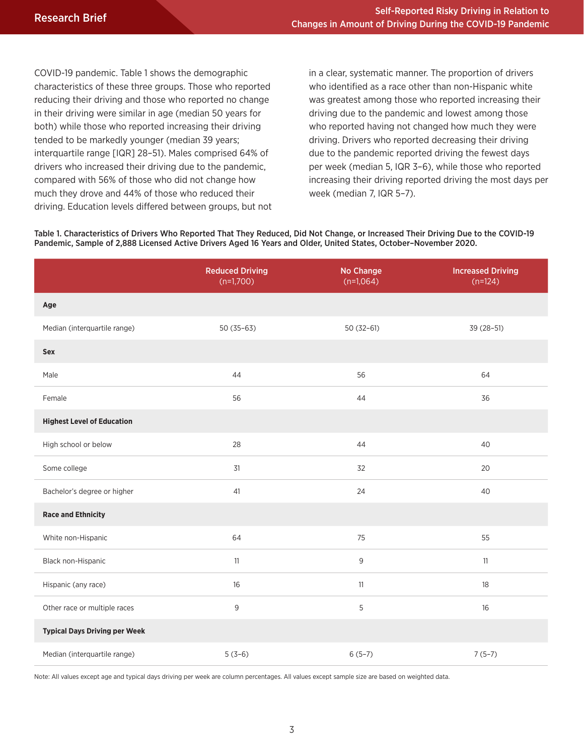COVID-19 pandemic. Table 1 shows the demographic characteristics of these three groups. Those who reported reducing their driving and those who reported no change in their driving were similar in age (median 50 years for both) while those who reported increasing their driving tended to be markedly younger (median 39 years; interquartile range [IQR] 28–51). Males comprised 64% of drivers who increased their driving due to the pandemic, compared with 56% of those who did not change how much they drove and 44% of those who reduced their driving. Education levels differed between groups, but not in a clear, systematic manner. The proportion of drivers who identified as a race other than non-Hispanic white was greatest among those who reported increasing their driving due to the pandemic and lowest among those who reported having not changed how much they were driving. Drivers who reported decreasing their driving due to the pandemic reported driving the fewest days per week (median 5, IQR 3–6), while those who reported increasing their driving reported driving the most days per week (median 7, IQR 5–7).

**Table 1. Characteristics of Drivers Who Reported That They Reduced, Did Not Change, or Increased Their Driving Due to the COVID-19 Pandemic, Sample of 2,888 Licensed Active Drivers Aged 16 Years and Older, United States, October–November 2020.**

| | Reduced Driving (n=1,700) | No Change (n=1,064) | Increased Driving (n=124) |
|---|---|---|---|
| **Age** | | | |
| Median (interquartile range) | 50 (35–63) | 50 (32–61) | 39 (28–51) |
| **Sex** | | | |
| Male | 44 | 56 | 64 |
| Female | 56 | 44 | 36 |
| **Highest Level of Education** | | | |
| High school or below | 28 | 44 | 40 |
| Some college | 31 | 32 | 20 |
| Bachelor's degree or higher | 41 | 24 | 40 |
| **Race and Ethnicity** | | | |
| White non-Hispanic | 64 | 75 | 55 |
| Black non-Hispanic | 11 | 9 | 11 |
| Hispanic (any race) | 16 | 11 | 18 |
| Other race or multiple races | 9 | 5 | 16 |
| **Typical Days Driving per Week** | | | |
| Median (interquartile range) | 5 (3–6) | 6 (5–7) | 7 (5–7) |

Note: All values except age and typical days driving per week are column percentages. All values except sample size are based on weighted data.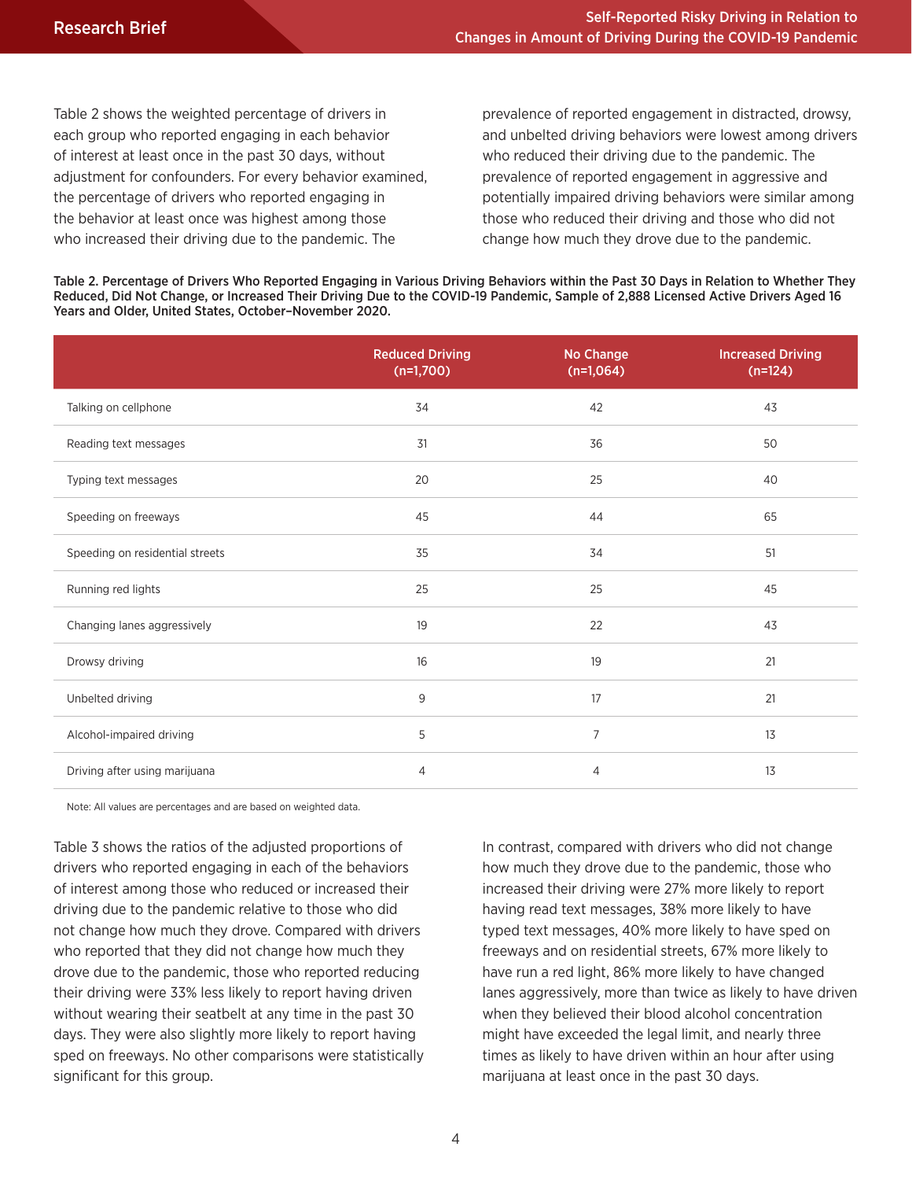Table 2 shows the weighted percentage of drivers in each group who reported engaging in each behavior of interest at least once in the past 30 days, without adjustment for confounders. For every behavior examined, the percentage of drivers who reported engaging in the behavior at least once was highest among those who increased their driving due to the pandemic. The prevalence of reported engagement in distracted, drowsy, and unbelted driving behaviors were lowest among drivers who reduced their driving due to the pandemic. The prevalence of reported engagement in aggressive and potentially impaired driving behaviors were similar among those who reduced their driving and those who did not change how much they drove due to the pandemic.

**Table 2. Percentage of Drivers Who Reported Engaging in Various Driving Behaviors within the Past 30 Days in Relation to Whether They Reduced, Did Not Change, or Increased Their Driving Due to the COVID-19 Pandemic, Sample of 2,888 Licensed Active Drivers Aged 16 Years and Older, United States, October–November 2020.**

| | Reduced Driving (n=1,700) | No Change (n=1,064) | Increased Driving (n=124) |
|---|---|---|---|
| Talking on cellphone | 34 | 42 | 43 |
| Reading text messages | 31 | 36 | 50 |
| Typing text messages | 20 | 25 | 40 |
| Speeding on freeways | 45 | 44 | 65 |
| Speeding on residential streets | 35 | 34 | 51 |
| Running red lights | 25 | 25 | 45 |
| Changing lanes aggressively | 19 | 22 | 43 |
| Drowsy driving | 16 | 19 | 21 |
| Unbelted driving | 9 | 17 | 21 |
| Alcohol-impaired driving | 5 | 7 | 13 |
| Driving after using marijuana | 4 | 4 | 13 |

Note: All values are percentages and are based on weighted data.

Table 3 shows the ratios of the adjusted proportions of drivers who reported engaging in each of the behaviors of interest among those who reduced or increased their driving due to the pandemic relative to those who did not change how much they drove. Compared with drivers who reported that they did not change how much they drove due to the pandemic, those who reported reducing their driving were 33% less likely to report having driven without wearing their seatbelt at any time in the past 30 days. They were also slightly more likely to report having sped on freeways. No other comparisons were statistically significant for this group.

In contrast, compared with drivers who did not change how much they drove due to the pandemic, those who increased their driving were 27% more likely to report having read text messages, 38% more likely to have typed text messages, 40% more likely to have sped on freeways and on residential streets, 67% more likely to have run a red light, 86% more likely to have changed lanes aggressively, more than twice as likely to have driven when they believed their blood alcohol concentration might have exceeded the legal limit, and nearly three times as likely to have driven within an hour after using marijuana at least once in the past 30 days.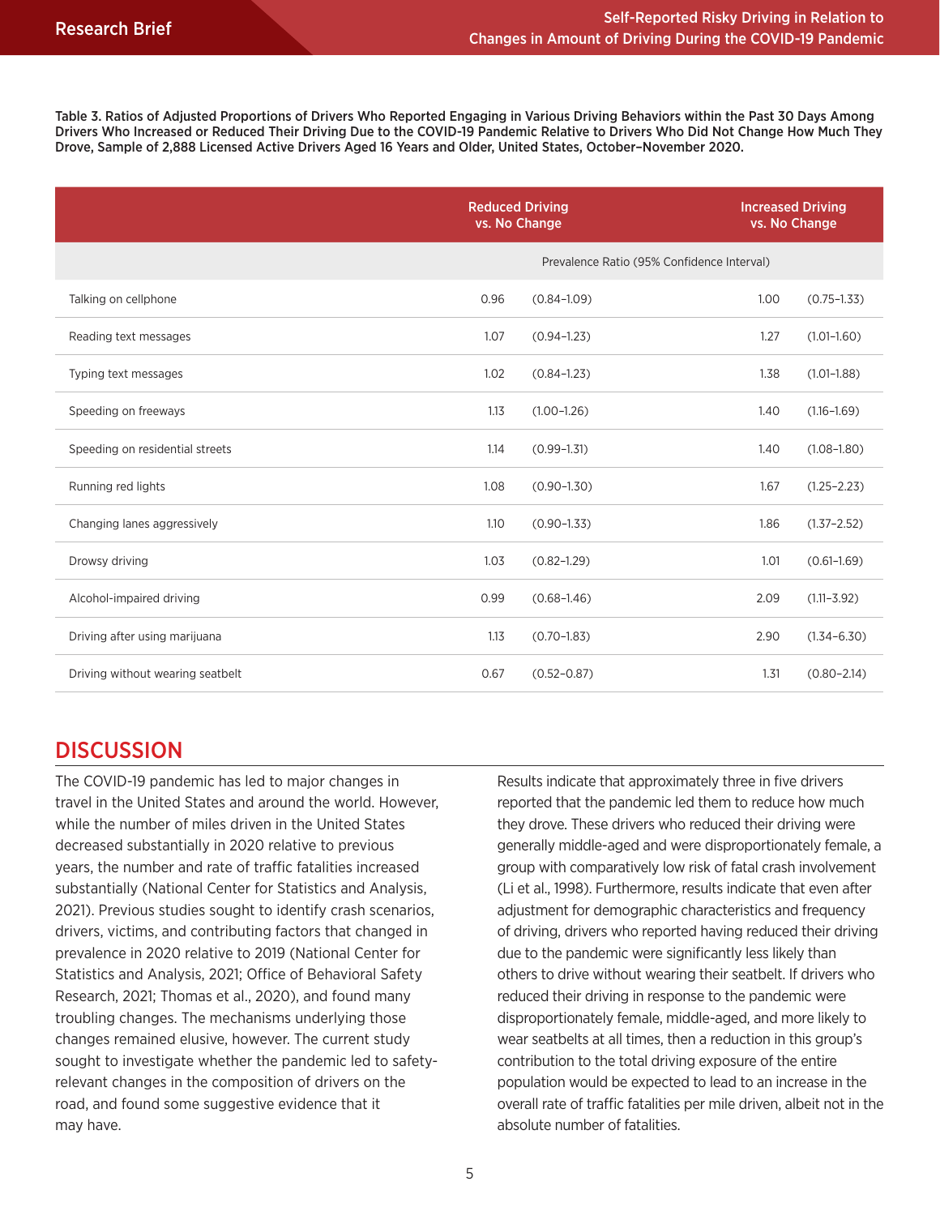Table 3. Ratios of Adjusted Proportions of Drivers Who Reported Engaging in Various Driving Behaviors within the Past 30 Days Among Drivers Who Increased or Reduced Their Driving Due to the COVID-19 Pandemic Relative to Drivers Who Did Not Change How Much They Drove, Sample of 2,888 Licensed Active Drivers Aged 16 Years and Older, United States, October–November 2020.

| | Reduced Driving vs. No Change | | Increased Driving vs. No Change | |
|---|---|---|---|---|
| | Prevalence Ratio (95% Confidence Interval) | | | |
| Talking on cellphone | 0.96 | (0.84–1.09) | 1.00 | (0.75–1.33) |
| Reading text messages | 1.07 | (0.94–1.23) | 1.27 | (1.01–1.60) |
| Typing text messages | 1.02 | (0.84–1.23) | 1.38 | (1.01–1.88) |
| Speeding on freeways | 1.13 | (1.00–1.26) | 1.40 | (1.16–1.69) |
| Speeding on residential streets | 1.14 | (0.99–1.31) | 1.40 | (1.08–1.80) |
| Running red lights | 1.08 | (0.90–1.30) | 1.67 | (1.25–2.23) |
| Changing lanes aggressively | 1.10 | (0.90–1.33) | 1.86 | (1.37–2.52) |
| Drowsy driving | 1.03 | (0.82–1.29) | 1.01 | (0.61–1.69) |
| Alcohol-impaired driving | 0.99 | (0.68–1.46) | 2.09 | (1.11–3.92) |
| Driving after using marijuana | 1.13 | (0.70–1.83) | 2.90 | (1.34–6.30) |
| Driving without wearing seatbelt | 0.67 | (0.52–0.87) | 1.31 | (0.80–2.14) |

## DISCUSSION

The COVID-19 pandemic has led to major changes in travel in the United States and around the world. However, while the number of miles driven in the United States decreased substantially in 2020 relative to previous years, the number and rate of traffic fatalities increased substantially (National Center for Statistics and Analysis, 2021). Previous studies sought to identify crash scenarios, drivers, victims, and contributing factors that changed in prevalence in 2020 relative to 2019 (National Center for Statistics and Analysis, 2021; Office of Behavioral Safety Research, 2021; Thomas et al., 2020), and found many troubling changes. The mechanisms underlying those changes remained elusive, however. The current study sought to investigate whether the pandemic led to safety-relevant changes in the composition of drivers on the road, and found some suggestive evidence that it may have.

Results indicate that approximately three in five drivers reported that the pandemic led them to reduce how much they drove. These drivers who reduced their driving were generally middle-aged and were disproportionately female, a group with comparatively low risk of fatal crash involvement (Li et al., 1998). Furthermore, results indicate that even after adjustment for demographic characteristics and frequency of driving, drivers who reported having reduced their driving due to the pandemic were significantly less likely than others to drive without wearing their seatbelt. If drivers who reduced their driving in response to the pandemic were disproportionately female, middle-aged, and more likely to wear seatbelts at all times, then a reduction in this group's contribution to the total driving exposure of the entire population would be expected to lead to an increase in the overall rate of traffic fatalities per mile driven, albeit not in the absolute number of fatalities.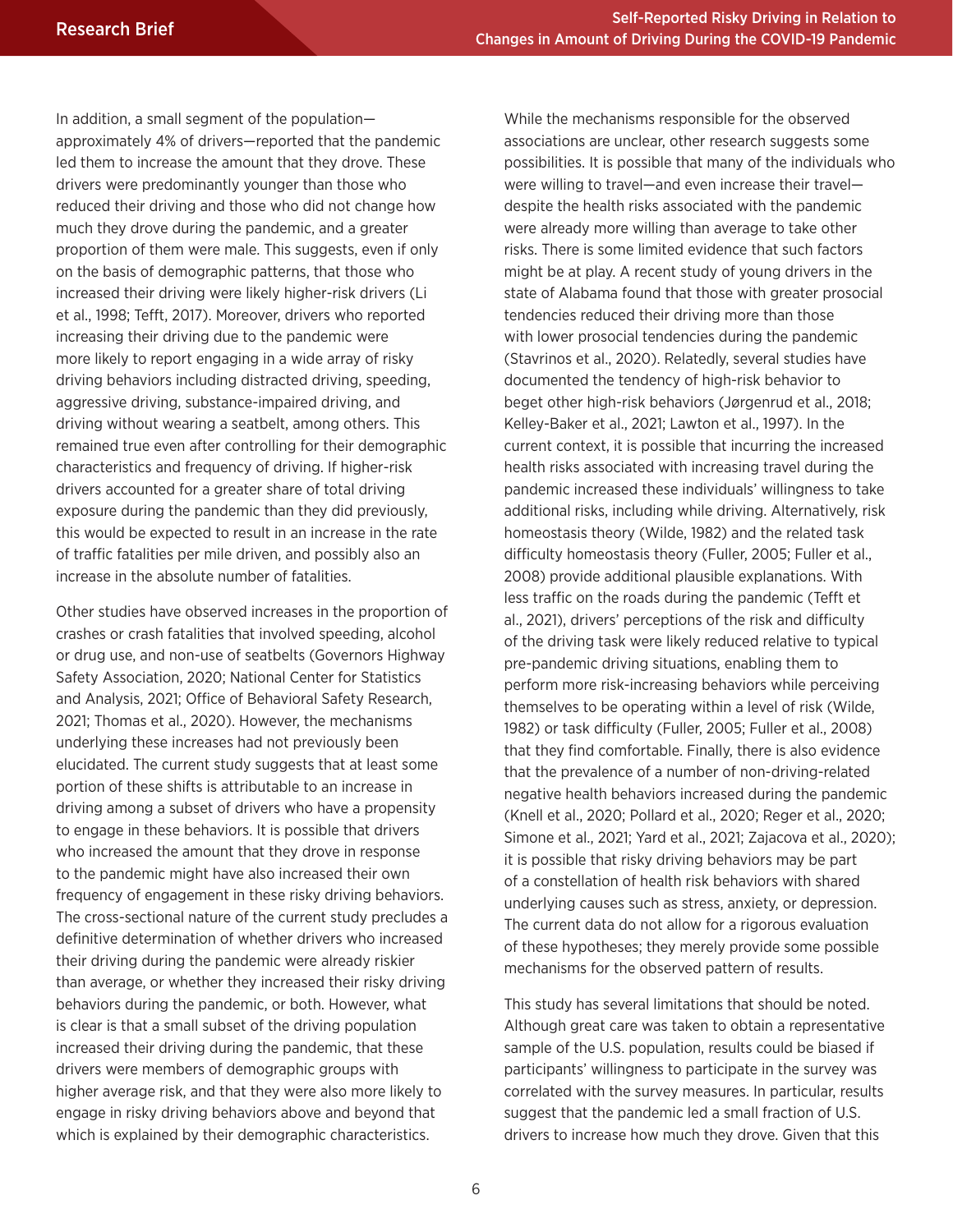In addition, a small segment of the population—approximately 4% of drivers—reported that the pandemic led them to increase the amount that they drove. These drivers were predominantly younger than those who reduced their driving and those who did not change how much they drove during the pandemic, and a greater proportion of them were male. This suggests, even if only on the basis of demographic patterns, that those who increased their driving were likely higher-risk drivers (Li et al., 1998; Tefft, 2017). Moreover, drivers who reported increasing their driving due to the pandemic were more likely to report engaging in a wide array of risky driving behaviors including distracted driving, speeding, aggressive driving, substance-impaired driving, and driving without wearing a seatbelt, among others. This remained true even after controlling for their demographic characteristics and frequency of driving. If higher-risk drivers accounted for a greater share of total driving exposure during the pandemic than they did previously, this would be expected to result in an increase in the rate of traffic fatalities per mile driven, and possibly also an increase in the absolute number of fatalities.

Other studies have observed increases in the proportion of crashes or crash fatalities that involved speeding, alcohol or drug use, and non-use of seatbelts (Governors Highway Safety Association, 2020; National Center for Statistics and Analysis, 2021; Office of Behavioral Safety Research, 2021; Thomas et al., 2020). However, the mechanisms underlying these increases had not previously been elucidated. The current study suggests that at least some portion of these shifts is attributable to an increase in driving among a subset of drivers who have a propensity to engage in these behaviors. It is possible that drivers who increased the amount that they drove in response to the pandemic might have also increased their own frequency of engagement in these risky driving behaviors. The cross-sectional nature of the current study precludes a definitive determination of whether drivers who increased their driving during the pandemic were already riskier than average, or whether they increased their risky driving behaviors during the pandemic, or both. However, what is clear is that a small subset of the driving population increased their driving during the pandemic, that these drivers were members of demographic groups with higher average risk, and that they were also more likely to engage in risky driving behaviors above and beyond that which is explained by their demographic characteristics.

While the mechanisms responsible for the observed associations are unclear, other research suggests some possibilities. It is possible that many of the individuals who were willing to travel—and even increase their travel—despite the health risks associated with the pandemic were already more willing than average to take other risks. There is some limited evidence that such factors might be at play. A recent study of young drivers in the state of Alabama found that those with greater prosocial tendencies reduced their driving more than those with lower prosocial tendencies during the pandemic (Stavrinos et al., 2020). Relatedly, several studies have documented the tendency of high-risk behavior to beget other high-risk behaviors (Jørgenrud et al., 2018; Kelley-Baker et al., 2021; Lawton et al., 1997). In the current context, it is possible that incurring the increased health risks associated with increasing travel during the pandemic increased these individuals' willingness to take additional risks, including while driving. Alternatively, risk homeostasis theory (Wilde, 1982) and the related task difficulty homeostasis theory (Fuller, 2005; Fuller et al., 2008) provide additional plausible explanations. With less traffic on the roads during the pandemic (Tefft et al., 2021), drivers' perceptions of the risk and difficulty of the driving task were likely reduced relative to typical pre-pandemic driving situations, enabling them to perform more risk-increasing behaviors while perceiving themselves to be operating within a level of risk (Wilde, 1982) or task difficulty (Fuller, 2005; Fuller et al., 2008) that they find comfortable. Finally, there is also evidence that the prevalence of a number of non-driving-related negative health behaviors increased during the pandemic (Knell et al., 2020; Pollard et al., 2020; Reger et al., 2020; Simone et al., 2021; Yard et al., 2021; Zajacova et al., 2020); it is possible that risky driving behaviors may be part of a constellation of health risk behaviors with shared underlying causes such as stress, anxiety, or depression. The current data do not allow for a rigorous evaluation of these hypotheses; they merely provide some possible mechanisms for the observed pattern of results.

This study has several limitations that should be noted. Although great care was taken to obtain a representative sample of the U.S. population, results could be biased if participants' willingness to participate in the survey was correlated with the survey measures. In particular, results suggest that the pandemic led a small fraction of U.S. drivers to increase how much they drove. Given that this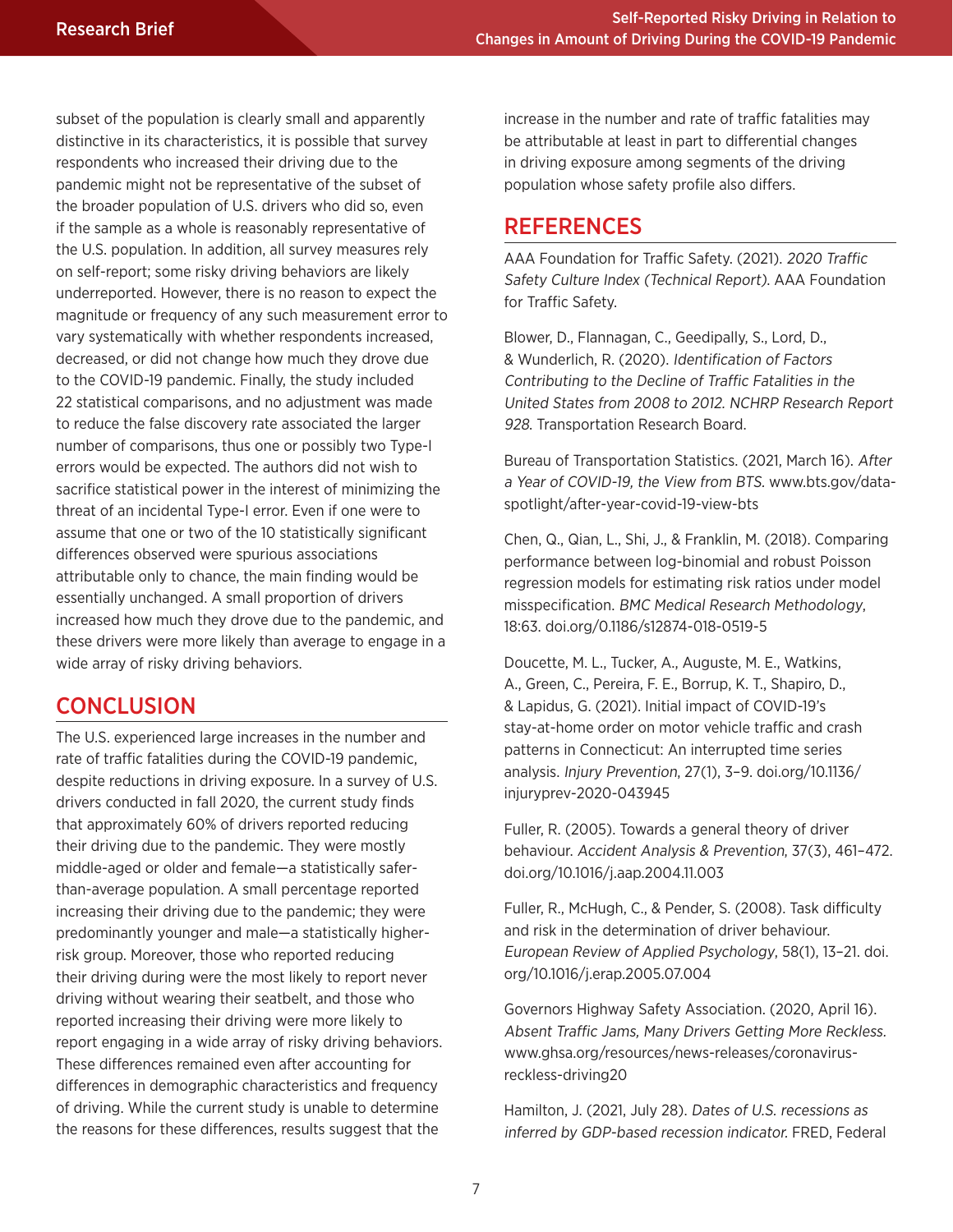subset of the population is clearly small and apparently distinctive in its characteristics, it is possible that survey respondents who increased their driving due to the pandemic might not be representative of the subset of the broader population of U.S. drivers who did so, even if the sample as a whole is reasonably representative of the U.S. population. In addition, all survey measures rely on self-report; some risky driving behaviors are likely underreported. However, there is no reason to expect the magnitude or frequency of any such measurement error to vary systematically with whether respondents increased, decreased, or did not change how much they drove due to the COVID-19 pandemic. Finally, the study included 22 statistical comparisons, and no adjustment was made to reduce the false discovery rate associated the larger number of comparisons, thus one or possibly two Type-I errors would be expected. The authors did not wish to sacrifice statistical power in the interest of minimizing the threat of an incidental Type-I error. Even if one were to assume that one or two of the 10 statistically significant differences observed were spurious associations attributable only to chance, the main finding would be essentially unchanged. A small proportion of drivers increased how much they drove due to the pandemic, and these drivers were more likely than average to engage in a wide array of risky driving behaviors.

## CONCLUSION

The U.S. experienced large increases in the number and rate of traffic fatalities during the COVID-19 pandemic, despite reductions in driving exposure. In a survey of U.S. drivers conducted in fall 2020, the current study finds that approximately 60% of drivers reported reducing their driving due to the pandemic. They were mostly middle-aged or older and female—a statistically safer-than-average population. A small percentage reported increasing their driving due to the pandemic; they were predominantly younger and male—a statistically higher-risk group. Moreover, those who reported reducing their driving during were the most likely to report never driving without wearing their seatbelt, and those who reported increasing their driving were more likely to report engaging in a wide array of risky driving behaviors. These differences remained even after accounting for differences in demographic characteristics and frequency of driving. While the current study is unable to determine the reasons for these differences, results suggest that the increase in the number and rate of traffic fatalities may be attributable at least in part to differential changes in driving exposure among segments of the driving population whose safety profile also differs.

## REFERENCES

AAA Foundation for Traffic Safety. (2021). *2020 Traffic Safety Culture Index (Technical Report)*. AAA Foundation for Traffic Safety.

Blower, D., Flannagan, C., Geedipally, S., Lord, D., & Wunderlich, R. (2020). *Identification of Factors Contributing to the Decline of Traffic Fatalities in the United States from 2008 to 2012. NCHRP Research Report 928.* Transportation Research Board.

Bureau of Transportation Statistics. (2021, March 16). *After a Year of COVID-19, the View from BTS.* www.bts.gov/data-spotlight/after-year-covid-19-view-bts

Chen, Q., Qian, L., Shi, J., & Franklin, M. (2018). Comparing performance between log-binomial and robust Poisson regression models for estimating risk ratios under model misspecification. *BMC Medical Research Methodology*, 18:63. doi.org/0.1186/s12874-018-0519-5

Doucette, M. L., Tucker, A., Auguste, M. E., Watkins, A., Green, C., Pereira, F. E., Borrup, K. T., Shapiro, D., & Lapidus, G. (2021). Initial impact of COVID-19's stay-at-home order on motor vehicle traffic and crash patterns in Connecticut: An interrupted time series analysis. *Injury Prevention*, 27(1), 3–9. doi.org/10.1136/injuryprev-2020-043945

Fuller, R. (2005). Towards a general theory of driver behaviour. *Accident Analysis & Prevention*, 37(3), 461–472. doi.org/10.1016/j.aap.2004.11.003

Fuller, R., McHugh, C., & Pender, S. (2008). Task difficulty and risk in the determination of driver behaviour. *European Review of Applied Psychology*, 58(1), 13–21. doi.org/10.1016/j.erap.2005.07.004

Governors Highway Safety Association. (2020, April 16). *Absent Traffic Jams, Many Drivers Getting More Reckless.* www.ghsa.org/resources/news-releases/coronavirus-reckless-driving20

Hamilton, J. (2021, July 28). *Dates of U.S. recessions as inferred by GDP-based recession indicator.* FRED, Federal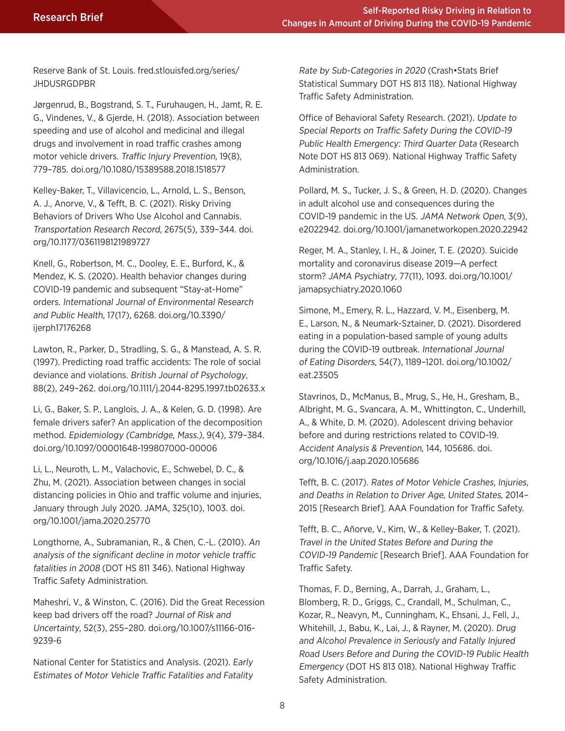Reserve Bank of St. Louis. fred.stlouisfed.org/series/JHDUSRGDPBR

Jørgenrud, B., Bogstrand, S. T., Furuhaugen, H., Jamt, R. E. G., Vindenes, V., & Gjerde, H. (2018). Association between speeding and use of alcohol and medicinal and illegal drugs and involvement in road traffic crashes among motor vehicle drivers. *Traffic Injury Prevention*, 19(8), 779–785. doi.org/10.1080/15389588.2018.1518577

Kelley-Baker, T., Villavicencio, L., Arnold, L. S., Benson, A. J., Anorve, V., & Tefft, B. C. (2021). Risky Driving Behaviors of Drivers Who Use Alcohol and Cannabis. *Transportation Research Record*, 2675(5), 339–344. doi.org/10.1177/0361198121989727

Knell, G., Robertson, M. C., Dooley, E. E., Burford, K., & Mendez, K. S. (2020). Health behavior changes during COVID-19 pandemic and subsequent "Stay-at-Home" orders. *International Journal of Environmental Research and Public Health*, 17(17), 6268. doi.org/10.3390/ijerph17176268

Lawton, R., Parker, D., Stradling, S. G., & Manstead, A. S. R. (1997). Predicting road traffic accidents: The role of social deviance and violations. *British Journal of Psychology*, 88(2), 249–262. doi.org/10.1111/j.2044-8295.1997.tb02633.x

Li, G., Baker, S. P., Langlois, J. A., & Kelen, G. D. (1998). Are female drivers safer? An application of the decomposition method. *Epidemiology (Cambridge, Mass.)*, 9(4), 379–384. doi.org/10.1097/00001648-199807000-00006

Li, L., Neuroth, L. M., Valachovic, E., Schwebel, D. C., & Zhu, M. (2021). Association between changes in social distancing policies in Ohio and traffic volume and injuries, January through July 2020. JAMA, 325(10), 1003. doi.org/10.1001/jama.2020.25770

Longthorne, A., Subramanian, R., & Chen, C.-L. (2010). *An analysis of the significant decline in motor vehicle traffic fatalities in 2008* (DOT HS 811 346). National Highway Traffic Safety Administration.

Maheshri, V., & Winston, C. (2016). Did the Great Recession keep bad drivers off the road? *Journal of Risk and Uncertainty*, 52(3), 255–280. doi.org/10.1007/s11166-016-9239-6

National Center for Statistics and Analysis. (2021). *Early Estimates of Motor Vehicle Traffic Fatalities and Fatality Rate by Sub-Categories in 2020* (Crash•Stats Brief Statistical Summary DOT HS 813 118). National Highway Traffic Safety Administration.

Office of Behavioral Safety Research. (2021). *Update to Special Reports on Traffic Safety During the COVID-19 Public Health Emergency: Third Quarter Data* (Research Note DOT HS 813 069). National Highway Traffic Safety Administration.

Pollard, M. S., Tucker, J. S., & Green, H. D. (2020). Changes in adult alcohol use and consequences during the COVID-19 pandemic in the US. *JAMA Network Open*, 3(9), e2022942. doi.org/10.1001/jamanetworkopen.2020.22942

Reger, M. A., Stanley, I. H., & Joiner, T. E. (2020). Suicide mortality and coronavirus disease 2019—A perfect storm? *JAMA Psychiatry*, 77(11), 1093. doi.org/10.1001/jamapsychiatry.2020.1060

Simone, M., Emery, R. L., Hazzard, V. M., Eisenberg, M. E., Larson, N., & Neumark-Sztainer, D. (2021). Disordered eating in a population-based sample of young adults during the COVID-19 outbreak. *International Journal of Eating Disorders*, 54(7), 1189–1201. doi.org/10.1002/eat.23505

Stavrinos, D., McManus, B., Mrug, S., He, H., Gresham, B., Albright, M. G., Svancara, A. M., Whittington, C., Underhill, A., & White, D. M. (2020). Adolescent driving behavior before and during restrictions related to COVID-19. *Accident Analysis & Prevention*, 144, 105686. doi.org/10.1016/j.aap.2020.105686

Tefft, B. C. (2017). *Rates of Motor Vehicle Crashes, Injuries, and Deaths in Relation to Driver Age, United States*, 2014–2015 [Research Brief]. AAA Foundation for Traffic Safety.

Tefft, B. C., Añorve, V., Kim, W., & Kelley-Baker, T. (2021). *Travel in the United States Before and During the COVID-19 Pandemic* [Research Brief]. AAA Foundation for Traffic Safety.

Thomas, F. D., Berning, A., Darrah, J., Graham, L., Blomberg, R. D., Griggs, C., Crandall, M., Schulman, C., Kozar, R., Neavyn, M., Cunningham, K., Ehsani, J., Fell, J., Whitehill, J., Babu, K., Lai, J., & Rayner, M. (2020). *Drug and Alcohol Prevalence in Seriously and Fatally Injured Road Users Before and During the COVID-19 Public Health Emergency* (DOT HS 813 018). National Highway Traffic Safety Administration.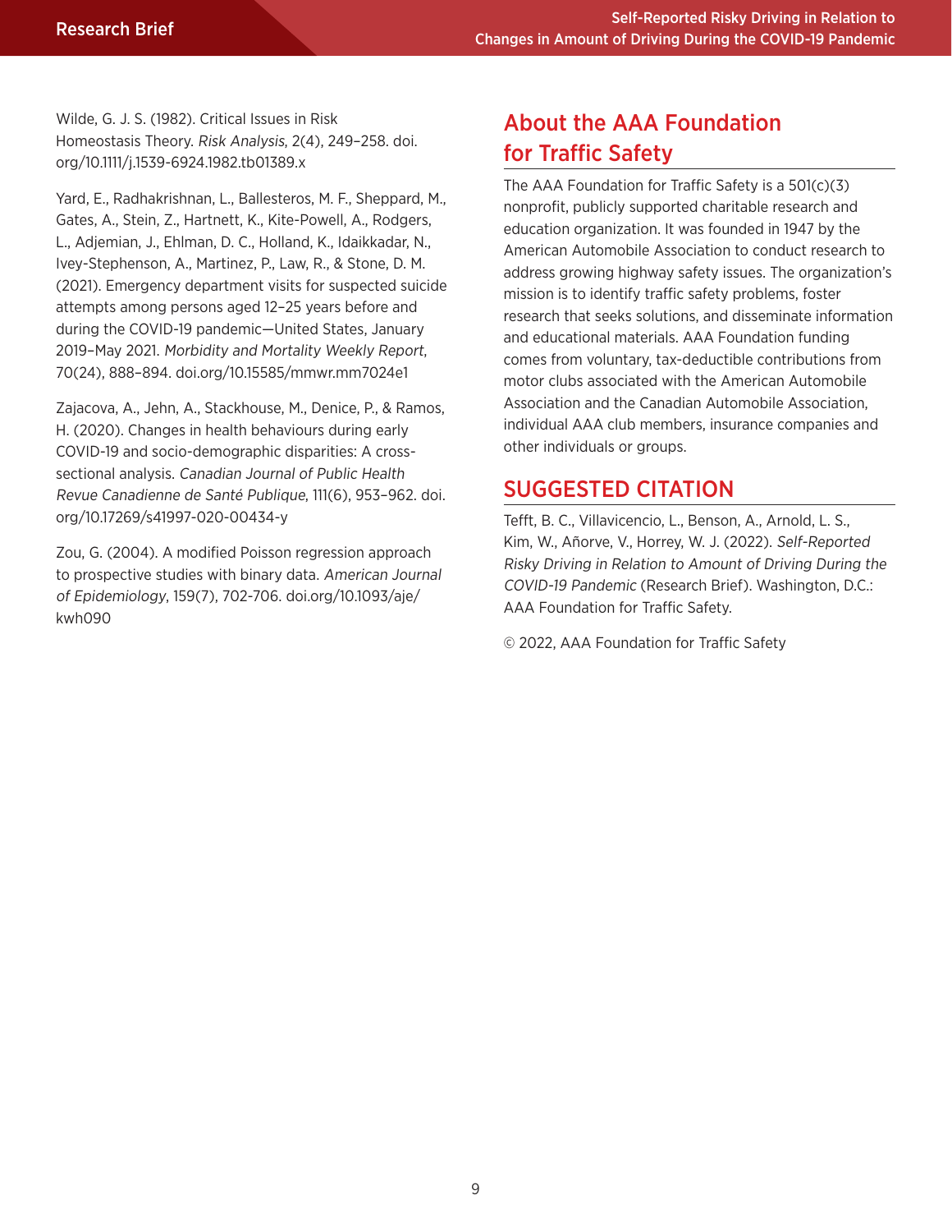Wilde, G. J. S. (1982). Critical Issues in Risk Homeostasis Theory. *Risk Analysis,* 2(4), 249–258. doi.org/10.1111/j.1539-6924.1982.tb01389.x

Yard, E., Radhakrishnan, L., Ballesteros, M. F., Sheppard, M., Gates, A., Stein, Z., Hartnett, K., Kite-Powell, A., Rodgers, L., Adjemian, J., Ehlman, D. C., Holland, K., Idaikkadar, N., Ivey-Stephenson, A., Martinez, P., Law, R., & Stone, D. M. (2021). Emergency department visits for suspected suicide attempts among persons aged 12–25 years before and during the COVID-19 pandemic—United States, January 2019–May 2021. *Morbidity and Mortality Weekly Report,* 70(24), 888–894. doi.org/10.15585/mmwr.mm7024e1

Zajacova, A., Jehn, A., Stackhouse, M., Denice, P., & Ramos, H. (2020). Changes in health behaviours during early COVID-19 and socio-demographic disparities: A cross-sectional analysis. *Canadian Journal of Public Health Revue Canadienne de Santé Publique,* 111(6), 953–962. doi.org/10.17269/s41997-020-00434-y

Zou, G. (2004). A modified Poisson regression approach to prospective studies with binary data. *American Journal of Epidemiology*, 159(7), 702-706. doi.org/10.1093/aje/kwh090

## About the AAA Foundation for Traffic Safety

The AAA Foundation for Traffic Safety is a 501(c)(3) nonprofit, publicly supported charitable research and education organization. It was founded in 1947 by the American Automobile Association to conduct research to address growing highway safety issues. The organization's mission is to identify traffic safety problems, foster research that seeks solutions, and disseminate information and educational materials. AAA Foundation funding comes from voluntary, tax-deductible contributions from motor clubs associated with the American Automobile Association and the Canadian Automobile Association, individual AAA club members, insurance companies and other individuals or groups.

## SUGGESTED CITATION

Tefft, B. C., Villavicencio, L., Benson, A., Arnold, L. S., Kim, W., Añorve, V., Horrey, W. J. (2022). *Self-Reported Risky Driving in Relation to Amount of Driving During the COVID-19 Pandemic* (Research Brief). Washington, D.C.: AAA Foundation for Traffic Safety.

© 2022, AAA Foundation for Traffic Safety